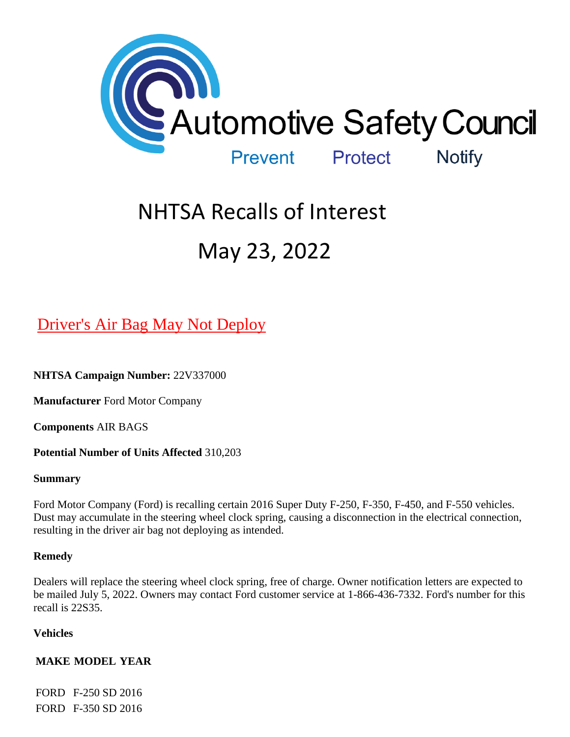Automotive Safety Council

Prevent Protect Notify

# NHTSA Recalls of Interest

# May 23, 2022

## Driver's Air Bag May Not Deploy

**NHTSA Campaign Number:** 22V337000

**Manufacturer** Ford Motor Company

**Components** AIR BAGS

**Potential Number of Units Affected** 310,203

**Summary**

Ford Motor Company (Ford) is recalling certain 2016 Super Duty F-250, F-350, F-450, and F-550 vehicles. Dust may accumulate in the steering wheel clock spring, causing a disconnection in the electrical connection, resulting in the driver air bag not deploying as intended.

**Remedy**

Dealers will replace the steering wheel clock spring, free of charge. Owner notification letters are expected to be mailed July 5, 2022. Owners may contact Ford customer service at 1-866-436-7332. Ford's number for this recall is 22S35.

**Vehicles**

| MAKE | MODEL | YEAR |
|---|---|---|
| FORD | F-250 SD | 2016 |
| FORD | F-350 SD | 2016 |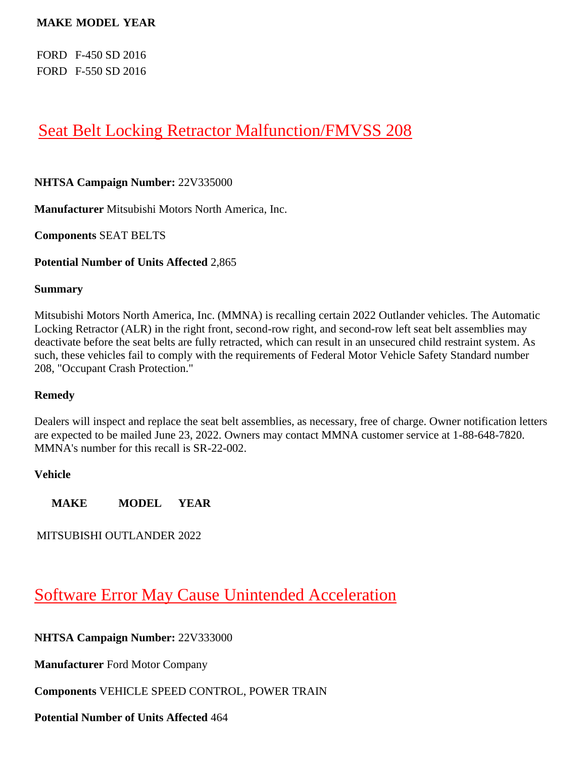| MAKE | MODEL | YEAR |
| --- | --- | --- |
| FORD | F-450 SD | 2016 |
| FORD | F-550 SD | 2016 |

## Seat Belt Locking Retractor Malfunction/FMVSS 208

**NHTSA Campaign Number:** 22V335000

**Manufacturer** Mitsubishi Motors North America, Inc.

**Components** SEAT BELTS

**Potential Number of Units Affected** 2,865

**Summary**

Mitsubishi Motors North America, Inc. (MMNA) is recalling certain 2022 Outlander vehicles. The Automatic Locking Retractor (ALR) in the right front, second-row right, and second-row left seat belt assemblies may deactivate before the seat belts are fully retracted, which can result in an unsecured child restraint system. As such, these vehicles fail to comply with the requirements of Federal Motor Vehicle Safety Standard number 208, "Occupant Crash Protection."

**Remedy**

Dealers will inspect and replace the seat belt assemblies, as necessary, free of charge. Owner notification letters are expected to be mailed June 23, 2022. Owners may contact MMNA customer service at 1-88-648-7820. MMNA's number for this recall is SR-22-002.

**Vehicle**

| MAKE | MODEL | YEAR |
| --- | --- | --- |
| MITSUBISHI | OUTLANDER | 2022 |

## Software Error May Cause Unintended Acceleration

**NHTSA Campaign Number:** 22V333000

**Manufacturer** Ford Motor Company

**Components** VEHICLE SPEED CONTROL, POWER TRAIN

**Potential Number of Units Affected** 464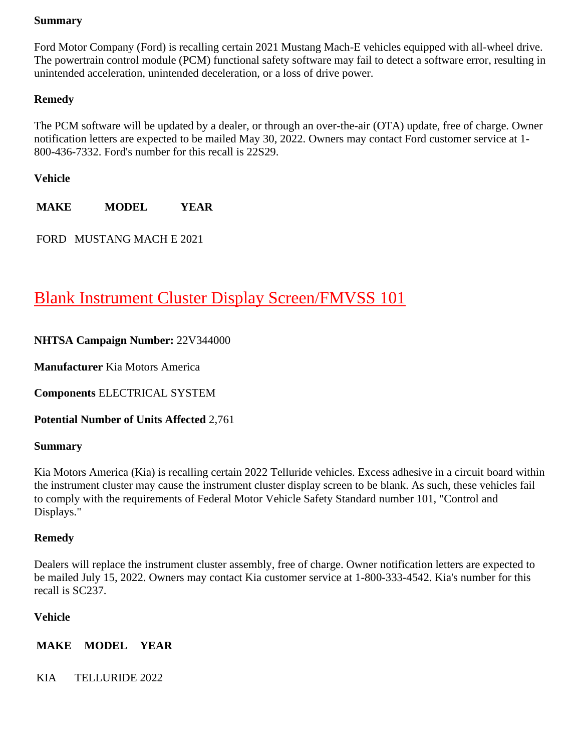**Summary**

Ford Motor Company (Ford) is recalling certain 2021 Mustang Mach-E vehicles equipped with all-wheel drive. The powertrain control module (PCM) functional safety software may fail to detect a software error, resulting in unintended acceleration, unintended deceleration, or a loss of drive power.

**Remedy**

The PCM software will be updated by a dealer, or through an over-the-air (OTA) update, free of charge. Owner notification letters are expected to be mailed May 30, 2022. Owners may contact Ford customer service at 1-800-436-7332. Ford's number for this recall is 22S29.

**Vehicle**

| MAKE | MODEL | YEAR |
| --- | --- | --- |
| FORD | MUSTANG MACH E | 2021 |

## Blank Instrument Cluster Display Screen/FMVSS 101

**NHTSA Campaign Number:** 22V344000

**Manufacturer** Kia Motors America

**Components** ELECTRICAL SYSTEM

**Potential Number of Units Affected** 2,761

**Summary**

Kia Motors America (Kia) is recalling certain 2022 Telluride vehicles. Excess adhesive in a circuit board within the instrument cluster may cause the instrument cluster display screen to be blank. As such, these vehicles fail to comply with the requirements of Federal Motor Vehicle Safety Standard number 101, "Control and Displays."

**Remedy**

Dealers will replace the instrument cluster assembly, free of charge. Owner notification letters are expected to be mailed July 15, 2022. Owners may contact Kia customer service at 1-800-333-4542. Kia's number for this recall is SC237.

**Vehicle**

| MAKE | MODEL | YEAR |
| --- | --- | --- |
| KIA | TELLURIDE | 2022 |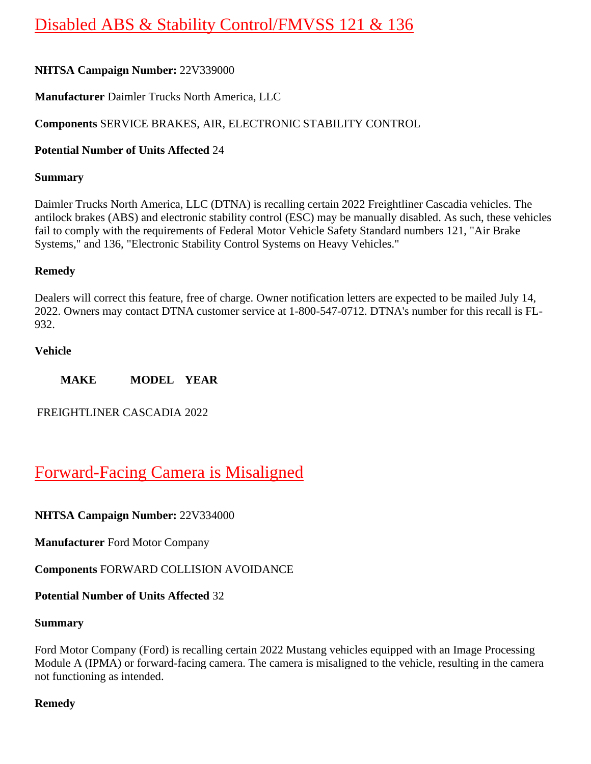## Disabled ABS & Stability Control/FMVSS 121 & 136

**NHTSA Campaign Number:** 22V339000

**Manufacturer** Daimler Trucks North America, LLC

**Components** SERVICE BRAKES, AIR, ELECTRONIC STABILITY CONTROL

**Potential Number of Units Affected** 24

**Summary**

Daimler Trucks North America, LLC (DTNA) is recalling certain 2022 Freightliner Cascadia vehicles. The antilock brakes (ABS) and electronic stability control (ESC) may be manually disabled. As such, these vehicles fail to comply with the requirements of Federal Motor Vehicle Safety Standard numbers 121, "Air Brake Systems," and 136, "Electronic Stability Control Systems on Heavy Vehicles."

**Remedy**

Dealers will correct this feature, free of charge. Owner notification letters are expected to be mailed July 14, 2022. Owners may contact DTNA customer service at 1-800-547-0712. DTNA's number for this recall is FL-932.

**Vehicle**

| MAKE | MODEL | YEAR |
|---|---|---|
| FREIGHTLINER | CASCADIA | 2022 |

## Forward-Facing Camera is Misaligned

**NHTSA Campaign Number:** 22V334000

**Manufacturer** Ford Motor Company

**Components** FORWARD COLLISION AVOIDANCE

**Potential Number of Units Affected** 32

**Summary**

Ford Motor Company (Ford) is recalling certain 2022 Mustang vehicles equipped with an Image Processing Module A (IPMA) or forward-facing camera. The camera is misaligned to the vehicle, resulting in the camera not functioning as intended.

**Remedy**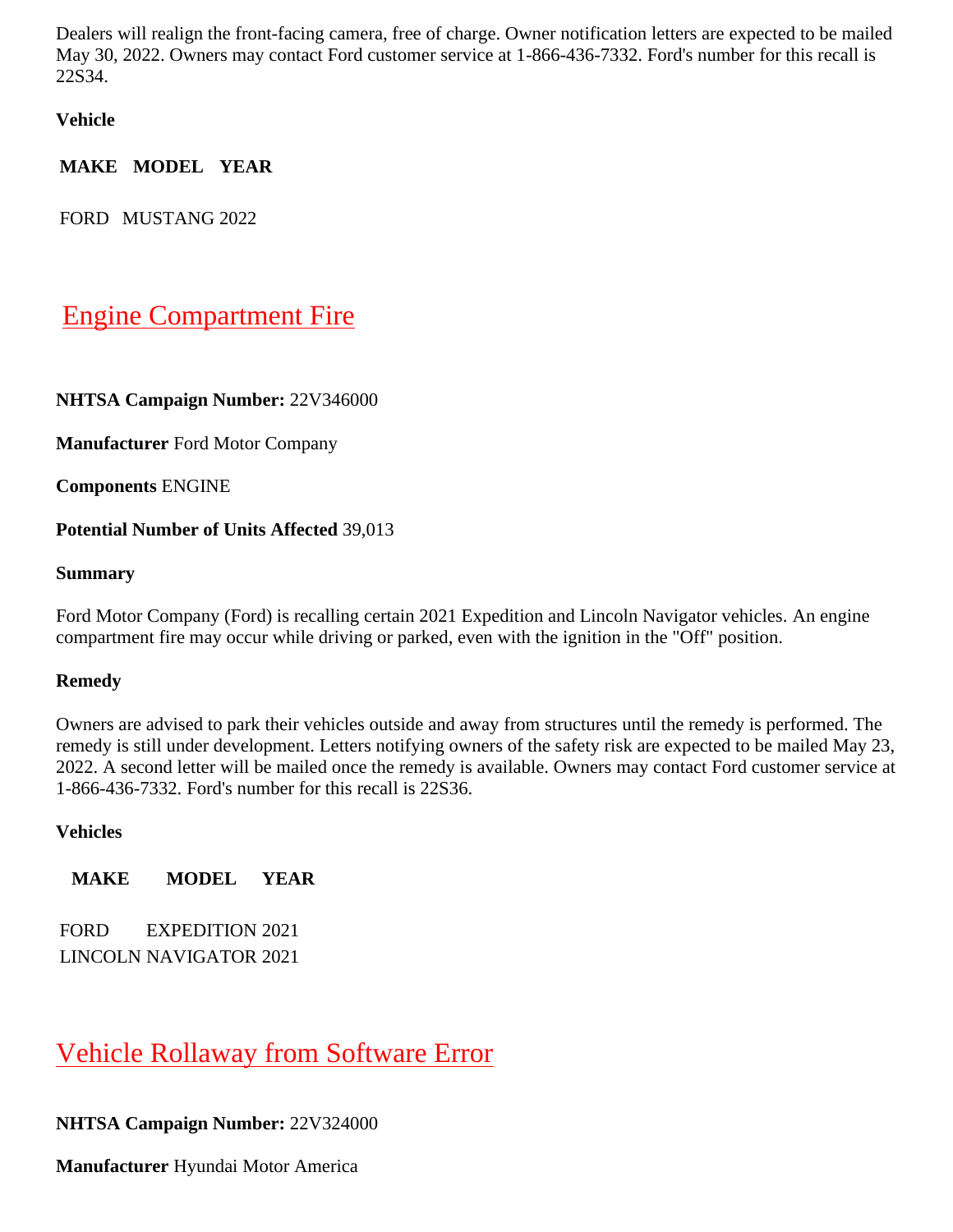Dealers will realign the front-facing camera, free of charge. Owner notification letters are expected to be mailed May 30, 2022. Owners may contact Ford customer service at 1-866-436-7332. Ford's number for this recall is 22S34.

**Vehicle**

| MAKE | MODEL | YEAR |
| --- | --- | --- |
| FORD | MUSTANG | 2022 |

## Engine Compartment Fire

**NHTSA Campaign Number:** 22V346000

**Manufacturer** Ford Motor Company

**Components** ENGINE

**Potential Number of Units Affected** 39,013

**Summary**

Ford Motor Company (Ford) is recalling certain 2021 Expedition and Lincoln Navigator vehicles. An engine compartment fire may occur while driving or parked, even with the ignition in the "Off" position.

**Remedy**

Owners are advised to park their vehicles outside and away from structures until the remedy is performed. The remedy is still under development. Letters notifying owners of the safety risk are expected to be mailed May 23, 2022. A second letter will be mailed once the remedy is available. Owners may contact Ford customer service at 1-866-436-7332. Ford's number for this recall is 22S36.

**Vehicles**

| MAKE | MODEL | YEAR |
| --- | --- | --- |
| FORD | EXPEDITION | 2021 |
| LINCOLN | NAVIGATOR | 2021 |

## Vehicle Rollaway from Software Error

**NHTSA Campaign Number:** 22V324000

**Manufacturer** Hyundai Motor America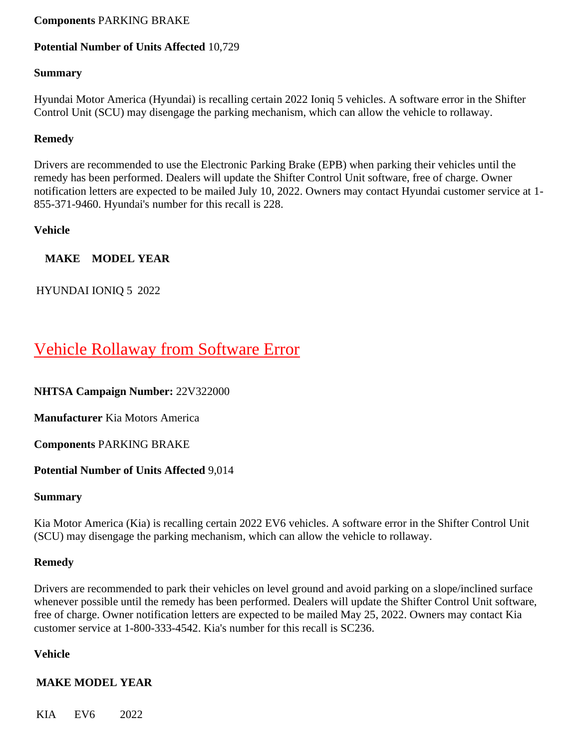**Components** PARKING BRAKE

**Potential Number of Units Affected** 10,729

**Summary**

Hyundai Motor America (Hyundai) is recalling certain 2022 Ioniq 5 vehicles. A software error in the Shifter Control Unit (SCU) may disengage the parking mechanism, which can allow the vehicle to rollaway.

**Remedy**

Drivers are recommended to use the Electronic Parking Brake (EPB) when parking their vehicles until the remedy has been performed. Dealers will update the Shifter Control Unit software, free of charge. Owner notification letters are expected to be mailed July 10, 2022. Owners may contact Hyundai customer service at 1-855-371-9460. Hyundai's number for this recall is 228.

**Vehicle**

| MAKE | MODEL | YEAR |
| --- | --- | --- |
| HYUNDAI | IONIQ 5 | 2022 |

## Vehicle Rollaway from Software Error

**NHTSA Campaign Number:** 22V322000

**Manufacturer** Kia Motors America

**Components** PARKING BRAKE

**Potential Number of Units Affected** 9,014

**Summary**

Kia Motor America (Kia) is recalling certain 2022 EV6 vehicles. A software error in the Shifter Control Unit (SCU) may disengage the parking mechanism, which can allow the vehicle to rollaway.

**Remedy**

Drivers are recommended to park their vehicles on level ground and avoid parking on a slope/inclined surface whenever possible until the remedy has been performed. Dealers will update the Shifter Control Unit software, free of charge. Owner notification letters are expected to be mailed May 25, 2022. Owners may contact Kia customer service at 1-800-333-4542. Kia's number for this recall is SC236.

**Vehicle**

| MAKE | MODEL | YEAR |
| --- | --- | --- |
| KIA | EV6 | 2022 |